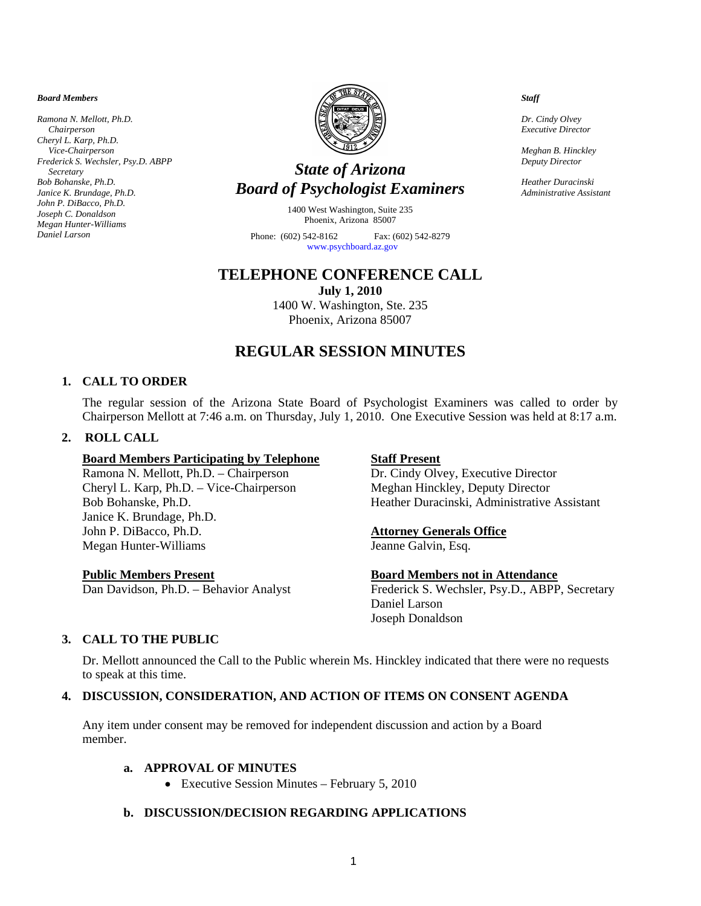*Board Members*

*Ramona N. Mellott, Ph.D.*
*Chairperson*
*Cheryl L. Karp, Ph.D.*
*Vice-Chairperson*
*Frederick S. Wechsler, Psy.D. ABPP*
*Secretary*
*Bob Bohanske, Ph.D.*
*Janice K. Brundage, Ph.D.*
*John P. DiBacco, Ph.D.*
*Joseph C. Donaldson*
*Megan Hunter-Williams*
*Daniel Larson*

# *State of Arizona*
# *Board of Psychologist Examiners*

1400 West Washington, Suite 235
Phoenix, Arizona 85007

Phone: (602) 542-8162 Fax: (602) 542-8279
www.psychboard.az.gov

*Staff*

*Dr. Cindy Olvey*
*Executive Director*

*Meghan B. Hinckley*
*Deputy Director*

*Heather Duracinski*
*Administrative Assistant*

## TELEPHONE CONFERENCE CALL

**July 1, 2010**
1400 W. Washington, Ste. 235
Phoenix, Arizona 85007

## REGULAR SESSION MINUTES

### 1. CALL TO ORDER

The regular session of the Arizona State Board of Psychologist Examiners was called to order by Chairperson Mellott at 7:46 a.m. on Thursday, July 1, 2010. One Executive Session was held at 8:17 a.m.

### 2. ROLL CALL

**Board Members Participating by Telephone**
Ramona N. Mellott, Ph.D. – Chairperson
Cheryl L. Karp, Ph.D. – Vice-Chairperson
Bob Bohanske, Ph.D.
Janice K. Brundage, Ph.D.
John P. DiBacco, Ph.D.
Megan Hunter-Williams

**Public Members Present**
Dan Davidson, Ph.D. – Behavior Analyst

**Staff Present**
Dr. Cindy Olvey, Executive Director
Meghan Hinckley, Deputy Director
Heather Duracinski, Administrative Assistant

**Attorney Generals Office**
Jeanne Galvin, Esq.

**Board Members not in Attendance**
Frederick S. Wechsler, Psy.D., ABPP, Secretary
Daniel Larson
Joseph Donaldson

### 3. CALL TO THE PUBLIC

Dr. Mellott announced the Call to the Public wherein Ms. Hinckley indicated that there were no requests to speak at this time.

### 4. DISCUSSION, CONSIDERATION, AND ACTION OF ITEMS ON CONSENT AGENDA

Any item under consent may be removed for independent discussion and action by a Board member.

#### a. APPROVAL OF MINUTES

- Executive Session Minutes – February 5, 2010

#### b. DISCUSSION/DECISION REGARDING APPLICATIONS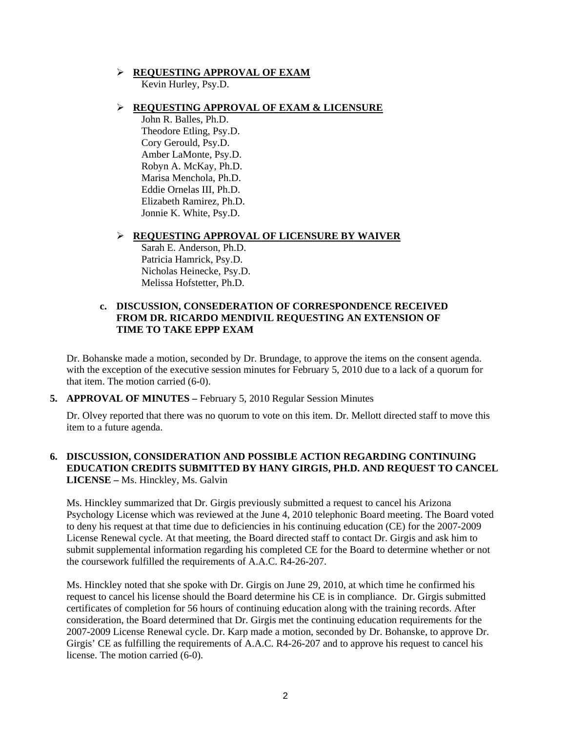- **REQUESTING APPROVAL OF EXAM**

  Kevin Hurley, Psy.D.

- **REQUESTING APPROVAL OF EXAM & LICENSURE**

  John R. Balles, Ph.D.
  Theodore Etling, Psy.D.
  Cory Gerould, Psy.D.
  Amber LaMonte, Psy.D.
  Robyn A. McKay, Ph.D.
  Marisa Menchola, Ph.D.
  Eddie Ornelas III, Ph.D.
  Elizabeth Ramirez, Ph.D.
  Jonnie K. White, Psy.D.

- **REQUESTING APPROVAL OF LICENSURE BY WAIVER**

  Sarah E. Anderson, Ph.D.
  Patricia Hamrick, Psy.D.
  Nicholas Heinecke, Psy.D.
  Melissa Hofstetter, Ph.D.

**c. DISCUSSION, CONSEDERATION OF CORRESPONDENCE RECEIVED FROM DR. RICARDO MENDIVIL REQUESTING AN EXTENSION OF TIME TO TAKE EPPP EXAM**

Dr. Bohanske made a motion, seconded by Dr. Brundage, to approve the items on the consent agenda. with the exception of the executive session minutes for February 5, 2010 due to a lack of a quorum for that item. The motion carried (6-0).

**5. APPROVAL OF MINUTES –** February 5, 2010 Regular Session Minutes

Dr. Olvey reported that there was no quorum to vote on this item. Dr. Mellott directed staff to move this item to a future agenda.

**6. DISCUSSION, CONSIDERATION AND POSSIBLE ACTION REGARDING CONTINUING EDUCATION CREDITS SUBMITTED BY HANY GIRGIS, PH.D. AND REQUEST TO CANCEL LICENSE –** Ms. Hinckley, Ms. Galvin

Ms. Hinckley summarized that Dr. Girgis previously submitted a request to cancel his Arizona Psychology License which was reviewed at the June 4, 2010 telephonic Board meeting. The Board voted to deny his request at that time due to deficiencies in his continuing education (CE) for the 2007-2009 License Renewal cycle. At that meeting, the Board directed staff to contact Dr. Girgis and ask him to submit supplemental information regarding his completed CE for the Board to determine whether or not the coursework fulfilled the requirements of A.A.C. R4-26-207.

Ms. Hinckley noted that she spoke with Dr. Girgis on June 29, 2010, at which time he confirmed his request to cancel his license should the Board determine his CE is in compliance. Dr. Girgis submitted certificates of completion for 56 hours of continuing education along with the training records. After consideration, the Board determined that Dr. Girgis met the continuing education requirements for the 2007-2009 License Renewal cycle. Dr. Karp made a motion, seconded by Dr. Bohanske, to approve Dr. Girgis' CE as fulfilling the requirements of A.A.C. R4-26-207 and to approve his request to cancel his license. The motion carried (6-0).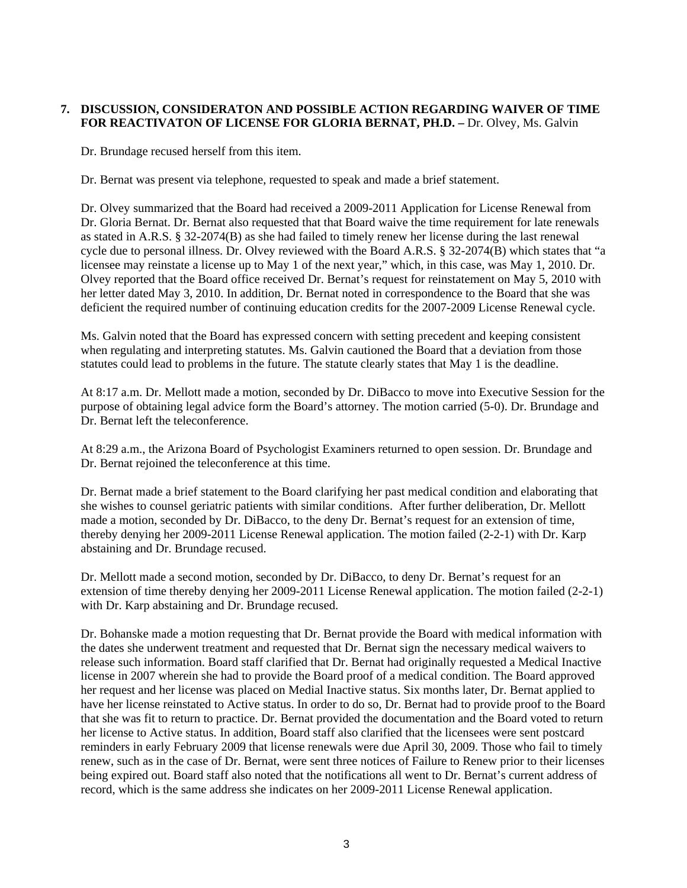**7. DISCUSSION, CONSIDERATON AND POSSIBLE ACTION REGARDING WAIVER OF TIME FOR REACTIVATON OF LICENSE FOR GLORIA BERNAT, PH.D. –** Dr. Olvey, Ms. Galvin

Dr. Brundage recused herself from this item.

Dr. Bernat was present via telephone, requested to speak and made a brief statement.

Dr. Olvey summarized that the Board had received a 2009-2011 Application for License Renewal from Dr. Gloria Bernat. Dr. Bernat also requested that that Board waive the time requirement for late renewals as stated in A.R.S. § 32-2074(B) as she had failed to timely renew her license during the last renewal cycle due to personal illness. Dr. Olvey reviewed with the Board A.R.S. § 32-2074(B) which states that "a licensee may reinstate a license up to May 1 of the next year," which, in this case, was May 1, 2010. Dr. Olvey reported that the Board office received Dr. Bernat's request for reinstatement on May 5, 2010 with her letter dated May 3, 2010. In addition, Dr. Bernat noted in correspondence to the Board that she was deficient the required number of continuing education credits for the 2007-2009 License Renewal cycle.

Ms. Galvin noted that the Board has expressed concern with setting precedent and keeping consistent when regulating and interpreting statutes. Ms. Galvin cautioned the Board that a deviation from those statutes could lead to problems in the future. The statute clearly states that May 1 is the deadline.

At 8:17 a.m. Dr. Mellott made a motion, seconded by Dr. DiBacco to move into Executive Session for the purpose of obtaining legal advice form the Board's attorney. The motion carried (5-0). Dr. Brundage and Dr. Bernat left the teleconference.

At 8:29 a.m., the Arizona Board of Psychologist Examiners returned to open session. Dr. Brundage and Dr. Bernat rejoined the teleconference at this time.

Dr. Bernat made a brief statement to the Board clarifying her past medical condition and elaborating that she wishes to counsel geriatric patients with similar conditions. After further deliberation, Dr. Mellott made a motion, seconded by Dr. DiBacco, to the deny Dr. Bernat's request for an extension of time, thereby denying her 2009-2011 License Renewal application. The motion failed (2-2-1) with Dr. Karp abstaining and Dr. Brundage recused.

Dr. Mellott made a second motion, seconded by Dr. DiBacco, to deny Dr. Bernat's request for an extension of time thereby denying her 2009-2011 License Renewal application. The motion failed (2-2-1) with Dr. Karp abstaining and Dr. Brundage recused.

Dr. Bohanske made a motion requesting that Dr. Bernat provide the Board with medical information with the dates she underwent treatment and requested that Dr. Bernat sign the necessary medical waivers to release such information. Board staff clarified that Dr. Bernat had originally requested a Medical Inactive license in 2007 wherein she had to provide the Board proof of a medical condition. The Board approved her request and her license was placed on Medial Inactive status. Six months later, Dr. Bernat applied to have her license reinstated to Active status. In order to do so, Dr. Bernat had to provide proof to the Board that she was fit to return to practice. Dr. Bernat provided the documentation and the Board voted to return her license to Active status. In addition, Board staff also clarified that the licensees were sent postcard reminders in early February 2009 that license renewals were due April 30, 2009. Those who fail to timely renew, such as in the case of Dr. Bernat, were sent three notices of Failure to Renew prior to their licenses being expired out. Board staff also noted that the notifications all went to Dr. Bernat's current address of record, which is the same address she indicates on her 2009-2011 License Renewal application.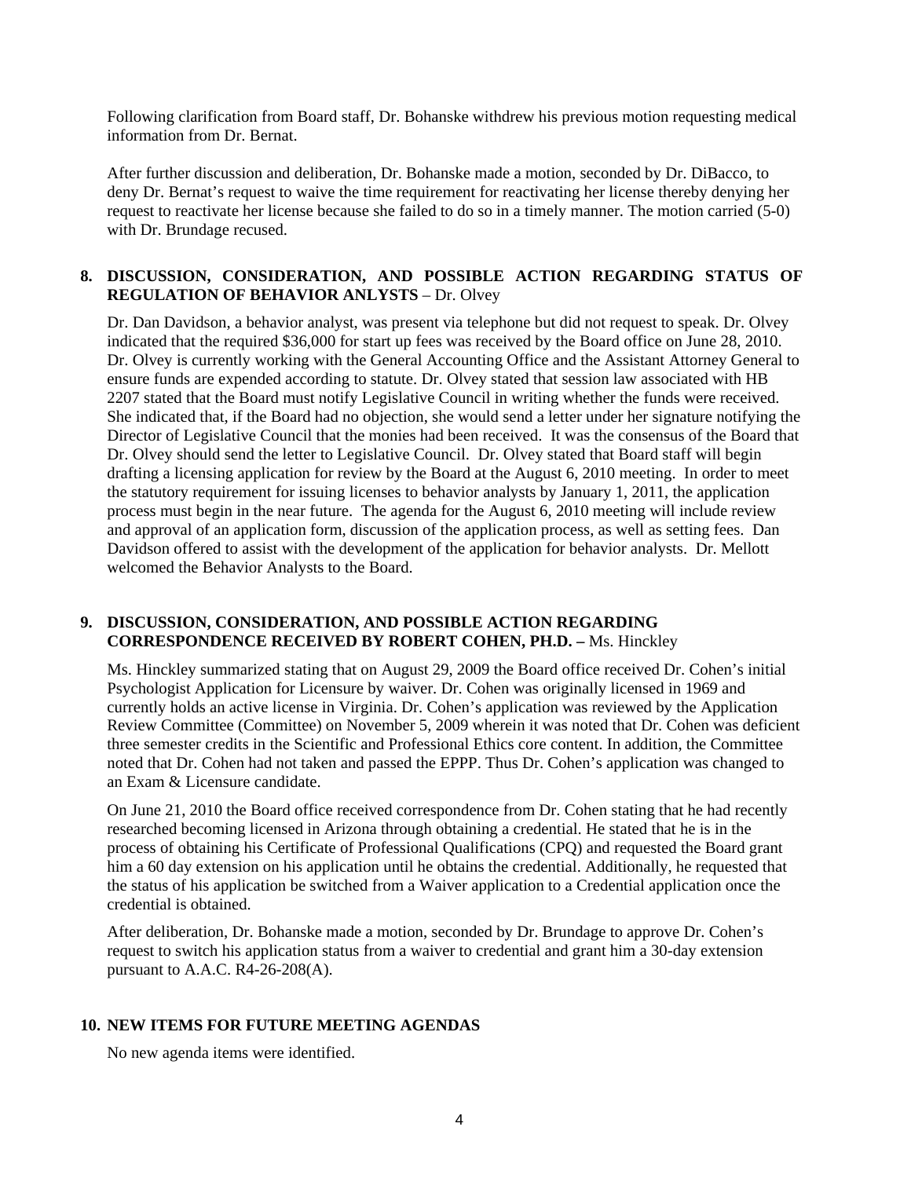Following clarification from Board staff, Dr. Bohanske withdrew his previous motion requesting medical information from Dr. Bernat.

After further discussion and deliberation, Dr. Bohanske made a motion, seconded by Dr. DiBacco, to deny Dr. Bernat's request to waive the time requirement for reactivating her license thereby denying her request to reactivate her license because she failed to do so in a timely manner. The motion carried (5-0) with Dr. Brundage recused.

**8. DISCUSSION, CONSIDERATION, AND POSSIBLE ACTION REGARDING STATUS OF REGULATION OF BEHAVIOR ANLYSTS** – Dr. Olvey

Dr. Dan Davidson, a behavior analyst, was present via telephone but did not request to speak. Dr. Olvey indicated that the required $36,000 for start up fees was received by the Board office on June 28, 2010. Dr. Olvey is currently working with the General Accounting Office and the Assistant Attorney General to ensure funds are expended according to statute. Dr. Olvey stated that session law associated with HB 2207 stated that the Board must notify Legislative Council in writing whether the funds were received. She indicated that, if the Board had no objection, she would send a letter under her signature notifying the Director of Legislative Council that the monies had been received. It was the consensus of the Board that Dr. Olvey should send the letter to Legislative Council. Dr. Olvey stated that Board staff will begin drafting a licensing application for review by the Board at the August 6, 2010 meeting. In order to meet the statutory requirement for issuing licenses to behavior analysts by January 1, 2011, the application process must begin in the near future. The agenda for the August 6, 2010 meeting will include review and approval of an application form, discussion of the application process, as well as setting fees. Dan Davidson offered to assist with the development of the application for behavior analysts. Dr. Mellott welcomed the Behavior Analysts to the Board.

**9. DISCUSSION, CONSIDERATION, AND POSSIBLE ACTION REGARDING CORRESPONDENCE RECEIVED BY ROBERT COHEN, PH.D. –** Ms. Hinckley

Ms. Hinckley summarized stating that on August 29, 2009 the Board office received Dr. Cohen's initial Psychologist Application for Licensure by waiver. Dr. Cohen was originally licensed in 1969 and currently holds an active license in Virginia. Dr. Cohen's application was reviewed by the Application Review Committee (Committee) on November 5, 2009 wherein it was noted that Dr. Cohen was deficient three semester credits in the Scientific and Professional Ethics core content. In addition, the Committee noted that Dr. Cohen had not taken and passed the EPPP. Thus Dr. Cohen's application was changed to an Exam & Licensure candidate.

On June 21, 2010 the Board office received correspondence from Dr. Cohen stating that he had recently researched becoming licensed in Arizona through obtaining a credential. He stated that he is in the process of obtaining his Certificate of Professional Qualifications (CPQ) and requested the Board grant him a 60 day extension on his application until he obtains the credential. Additionally, he requested that the status of his application be switched from a Waiver application to a Credential application once the credential is obtained.

After deliberation, Dr. Bohanske made a motion, seconded by Dr. Brundage to approve Dr. Cohen's request to switch his application status from a waiver to credential and grant him a 30-day extension pursuant to A.A.C. R4-26-208(A).

**10. NEW ITEMS FOR FUTURE MEETING AGENDAS**

No new agenda items were identified.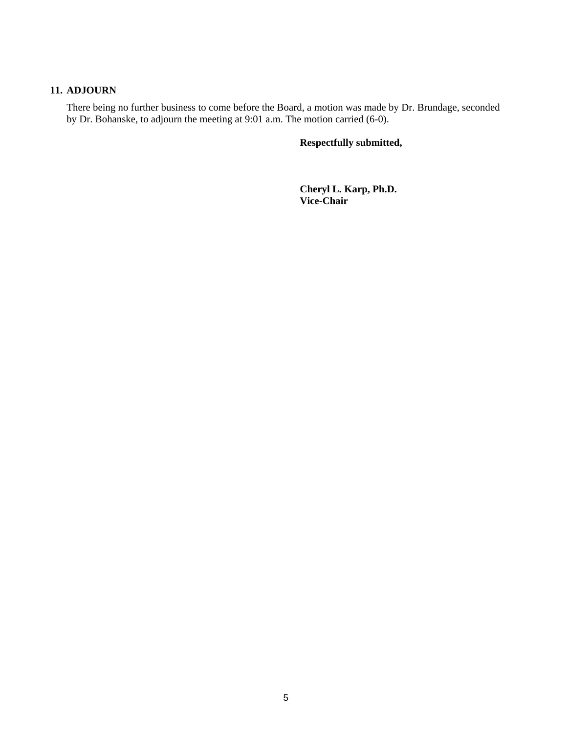**11. ADJOURN**

There being no further business to come before the Board, a motion was made by Dr. Brundage, seconded by Dr. Bohanske, to adjourn the meeting at 9:01 a.m. The motion carried (6-0).

**Respectfully submitted,**

**Cheryl L. Karp, Ph.D.**
**Vice-Chair**